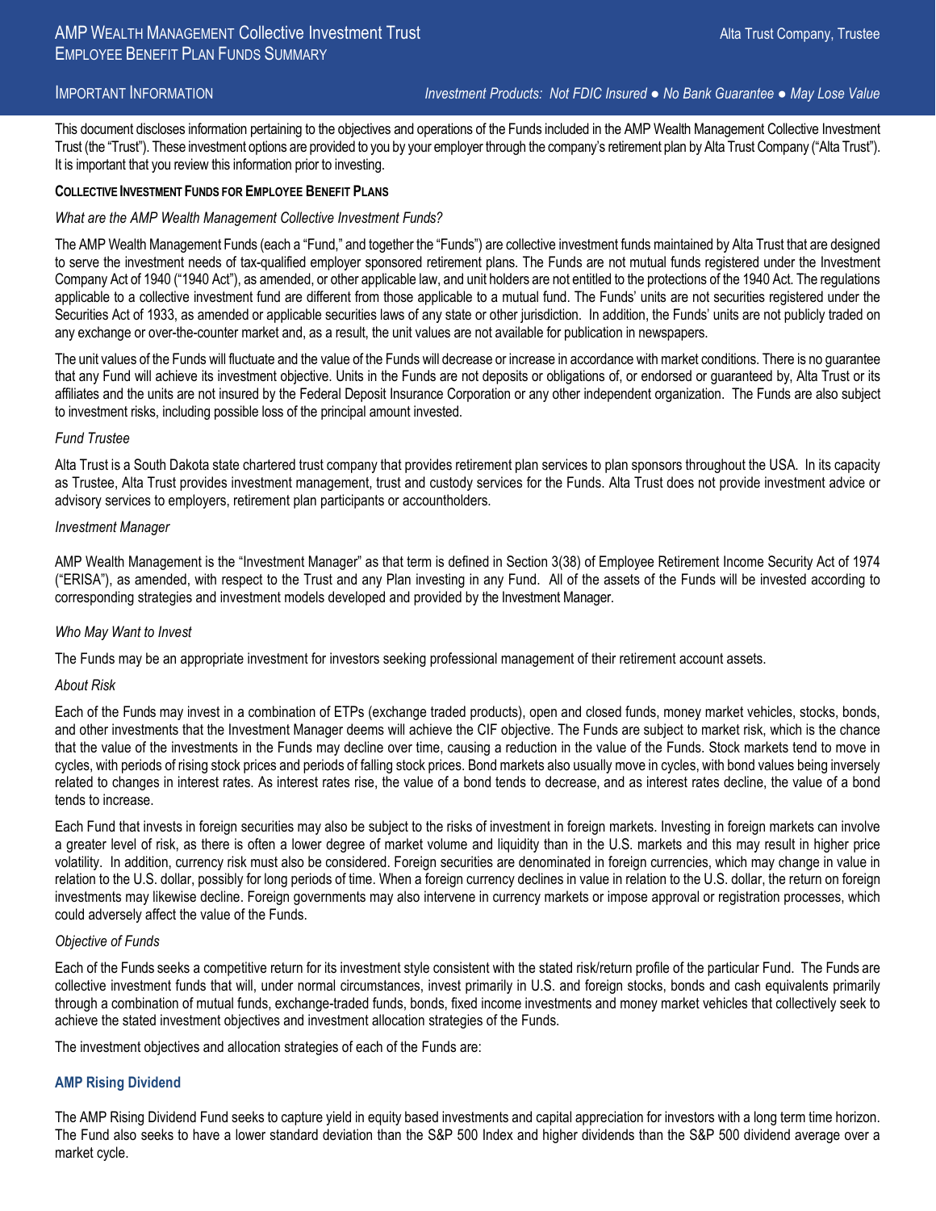# AMP Wealth Management Collective Investment Trust

Alta Trust Company, Trustee

## Employee Benefit Plan Funds Summary

IMPORTANT INFORMATION

*Investment Products: Not FDIC Insured ● No Bank Guarantee ● May Lose Value*

This document discloses information pertaining to the objectives and operations of the Funds included in the AMP Wealth Management Collective Investment Trust (the "Trust"). These investment options are provided to you by your employer through the company's retirement plan by Alta Trust Company ("Alta Trust"). It is important that you review this information prior to investing.

**COLLECTIVE INVESTMENT FUNDS FOR EMPLOYEE BENEFIT PLANS**

*What are the AMP Wealth Management Collective Investment Funds?*

The AMP Wealth Management Funds (each a "Fund," and together the "Funds") are collective investment funds maintained by Alta Trust that are designed to serve the investment needs of tax-qualified employer sponsored retirement plans. The Funds are not mutual funds registered under the Investment Company Act of 1940 ("1940 Act"), as amended, or other applicable law, and unit holders are not entitled to the protections of the 1940 Act. The regulations applicable to a collective investment fund are different from those applicable to a mutual fund. The Funds' units are not securities registered under the Securities Act of 1933, as amended or applicable securities laws of any state or other jurisdiction. In addition, the Funds' units are not publicly traded on any exchange or over-the-counter market and, as a result, the unit values are not available for publication in newspapers.

The unit values of the Funds will fluctuate and the value of the Funds will decrease or increase in accordance with market conditions. There is no guarantee that any Fund will achieve its investment objective. Units in the Funds are not deposits or obligations of, or endorsed or guaranteed by, Alta Trust or its affiliates and the units are not insured by the Federal Deposit Insurance Corporation or any other independent organization. The Funds are also subject to investment risks, including possible loss of the principal amount invested.

*Fund Trustee*

Alta Trust is a South Dakota state chartered trust company that provides retirement plan services to plan sponsors throughout the USA. In its capacity as Trustee, Alta Trust provides investment management, trust and custody services for the Funds. Alta Trust does not provide investment advice or advisory services to employers, retirement plan participants or accountholders.

*Investment Manager*

AMP Wealth Management is the "Investment Manager" as that term is defined in Section 3(38) of Employee Retirement Income Security Act of 1974 ("ERISA"), as amended, with respect to the Trust and any Plan investing in any Fund. All of the assets of the Funds will be invested according to corresponding strategies and investment models developed and provided by the Investment Manager.

*Who May Want to Invest*

The Funds may be an appropriate investment for investors seeking professional management of their retirement account assets.

*About Risk*

Each of the Funds may invest in a combination of ETPs (exchange traded products), open and closed funds, money market vehicles, stocks, bonds, and other investments that the Investment Manager deems will achieve the CIF objective. The Funds are subject to market risk, which is the chance that the value of the investments in the Funds may decline over time, causing a reduction in the value of the Funds. Stock markets tend to move in cycles, with periods of rising stock prices and periods of falling stock prices. Bond markets also usually move in cycles, with bond values being inversely related to changes in interest rates. As interest rates rise, the value of a bond tends to decrease, and as interest rates decline, the value of a bond tends to increase.

Each Fund that invests in foreign securities may also be subject to the risks of investment in foreign markets. Investing in foreign markets can involve a greater level of risk, as there is often a lower degree of market volume and liquidity than in the U.S. markets and this may result in higher price volatility. In addition, currency risk must also be considered. Foreign securities are denominated in foreign currencies, which may change in value in relation to the U.S. dollar, possibly for long periods of time. When a foreign currency declines in value in relation to the U.S. dollar, the return on foreign investments may likewise decline. Foreign governments may also intervene in currency markets or impose approval or registration processes, which could adversely affect the value of the Funds.

*Objective of Funds*

Each of the Funds seeks a competitive return for its investment style consistent with the stated risk/return profile of the particular Fund. The Funds are collective investment funds that will, under normal circumstances, invest primarily in U.S. and foreign stocks, bonds and cash equivalents primarily through a combination of mutual funds, exchange-traded funds, bonds, fixed income investments and money market vehicles that collectively seek to achieve the stated investment objectives and investment allocation strategies of the Funds.

The investment objectives and allocation strategies of each of the Funds are:

### AMP Rising Dividend

The AMP Rising Dividend Fund seeks to capture yield in equity based investments and capital appreciation for investors with a long term time horizon. The Fund also seeks to have a lower standard deviation than the S&P 500 Index and higher dividends than the S&P 500 dividend average over a market cycle.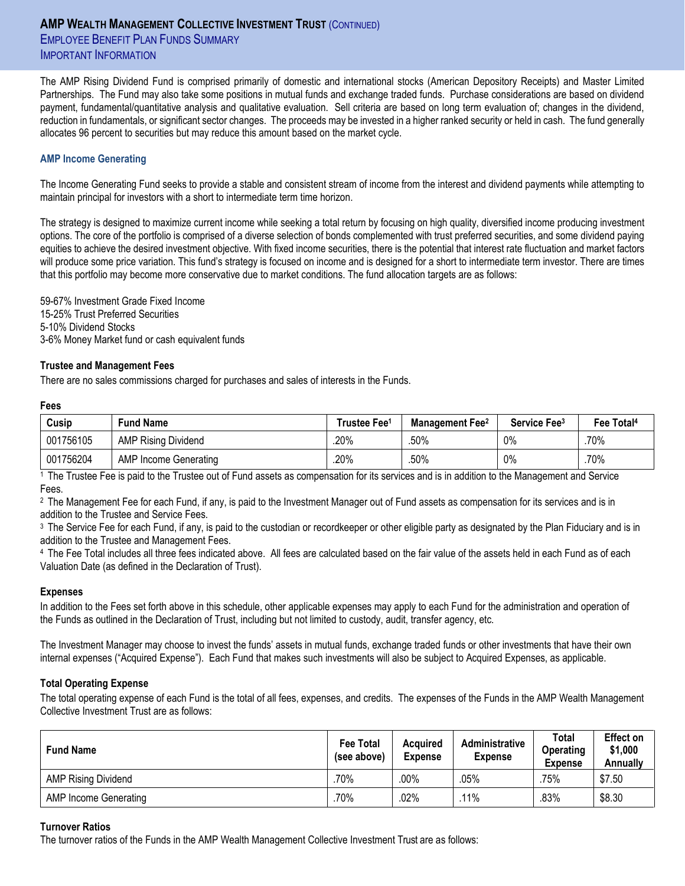The AMP Rising Dividend Fund is comprised primarily of domestic and international stocks (American Depository Receipts) and Master Limited Partnerships. The Fund may also take some positions in mutual funds and exchange traded funds. Purchase considerations are based on dividend payment, fundamental/quantitative analysis and qualitative evaluation. Sell criteria are based on long term evaluation of; changes in the dividend, reduction in fundamentals, or significant sector changes. The proceeds may be invested in a higher ranked security or held in cash. The fund generally allocates 96 percent to securities but may reduce this amount based on the market cycle.

### AMP Income Generating

The Income Generating Fund seeks to provide a stable and consistent stream of income from the interest and dividend payments while attempting to maintain principal for investors with a short to intermediate term time horizon.

The strategy is designed to maximize current income while seeking a total return by focusing on high quality, diversified income producing investment options. The core of the portfolio is comprised of a diverse selection of bonds complemented with trust preferred securities, and some dividend paying equities to achieve the desired investment objective. With fixed income securities, there is the potential that interest rate fluctuation and market factors will produce some price variation. This fund's strategy is focused on income and is designed for a short to intermediate term investor. There are times that this portfolio may become more conservative due to market conditions. The fund allocation targets are as follows:

59-67% Investment Grade Fixed Income
15-25% Trust Preferred Securities
5-10% Dividend Stocks
3-6% Money Market fund or cash equivalent funds

### Trustee and Management Fees

There are no sales commissions charged for purchases and sales of interests in the Funds.

**Fees**

| Cusip | Fund Name | Trustee Fee[1] | Management Fee[2] | Service Fee[3] | Fee Total[4] |
|---|---|---|---|---|---|
| 001756105 | AMP Rising Dividend | .20% | .50% | 0% | .70% |
| 001756204 | AMP Income Generating | .20% | .50% | 0% | .70% |

[1] The Trustee Fee is paid to the Trustee out of Fund assets as compensation for its services and is in addition to the Management and Service Fees.

[2] The Management Fee for each Fund, if any, is paid to the Investment Manager out of Fund assets as compensation for its services and is in addition to the Trustee and Service Fees.

[3] The Service Fee for each Fund, if any, is paid to the custodian or recordkeeper or other eligible party as designated by the Plan Fiduciary and is in addition to the Trustee and Management Fees.

[4] The Fee Total includes all three fees indicated above. All fees are calculated based on the fair value of the assets held in each Fund as of each Valuation Date (as defined in the Declaration of Trust).

### Expenses

In addition to the Fees set forth above in this schedule, other applicable expenses may apply to each Fund for the administration and operation of the Funds as outlined in the Declaration of Trust, including but not limited to custody, audit, transfer agency, etc.

The Investment Manager may choose to invest the funds' assets in mutual funds, exchange traded funds or other investments that have their own internal expenses ("Acquired Expense"). Each Fund that makes such investments will also be subject to Acquired Expenses, as applicable.

### Total Operating Expense

The total operating expense of each Fund is the total of all fees, expenses, and credits. The expenses of the Funds in the AMP Wealth Management Collective Investment Trust are as follows:

| Fund Name | Fee Total (see above) | Acquired Expense | Administrative Expense | Total Operating Expense | Effect on $1,000 Annually |
|---|---|---|---|---|---|
| AMP Rising Dividend | .70% | .00% | .05% | .75% | $7.50 |
| AMP Income Generating | .70% | .02% | .11% | .83% | $8.30 |

### Turnover Ratios

The turnover ratios of the Funds in the AMP Wealth Management Collective Investment Trust are as follows: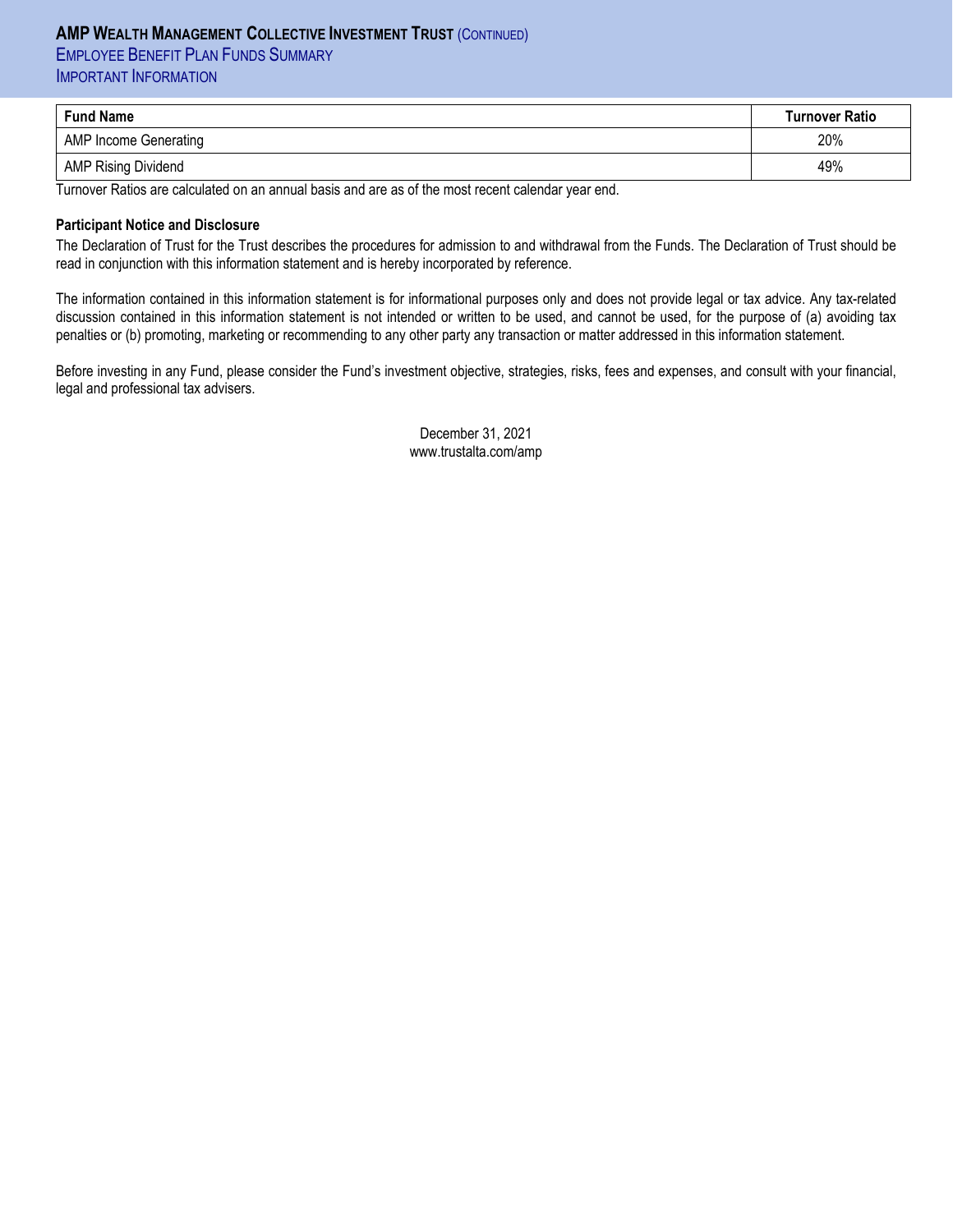| Fund Name | Turnover Ratio |
|---|---|
| AMP Income Generating | 20% |
| AMP Rising Dividend | 49% |

Turnover Ratios are calculated on an annual basis and are as of the most recent calendar year end.

**Participant Notice and Disclosure**

The Declaration of Trust for the Trust describes the procedures for admission to and withdrawal from the Funds. The Declaration of Trust should be read in conjunction with this information statement and is hereby incorporated by reference.

The information contained in this information statement is for informational purposes only and does not provide legal or tax advice. Any tax-related discussion contained in this information statement is not intended or written to be used, and cannot be used, for the purpose of (a) avoiding tax penalties or (b) promoting, marketing or recommending to any other party any transaction or matter addressed in this information statement.

Before investing in any Fund, please consider the Fund's investment objective, strategies, risks, fees and expenses, and consult with your financial, legal and professional tax advisers.

December 31, 2021
www.trustalta.com/amp